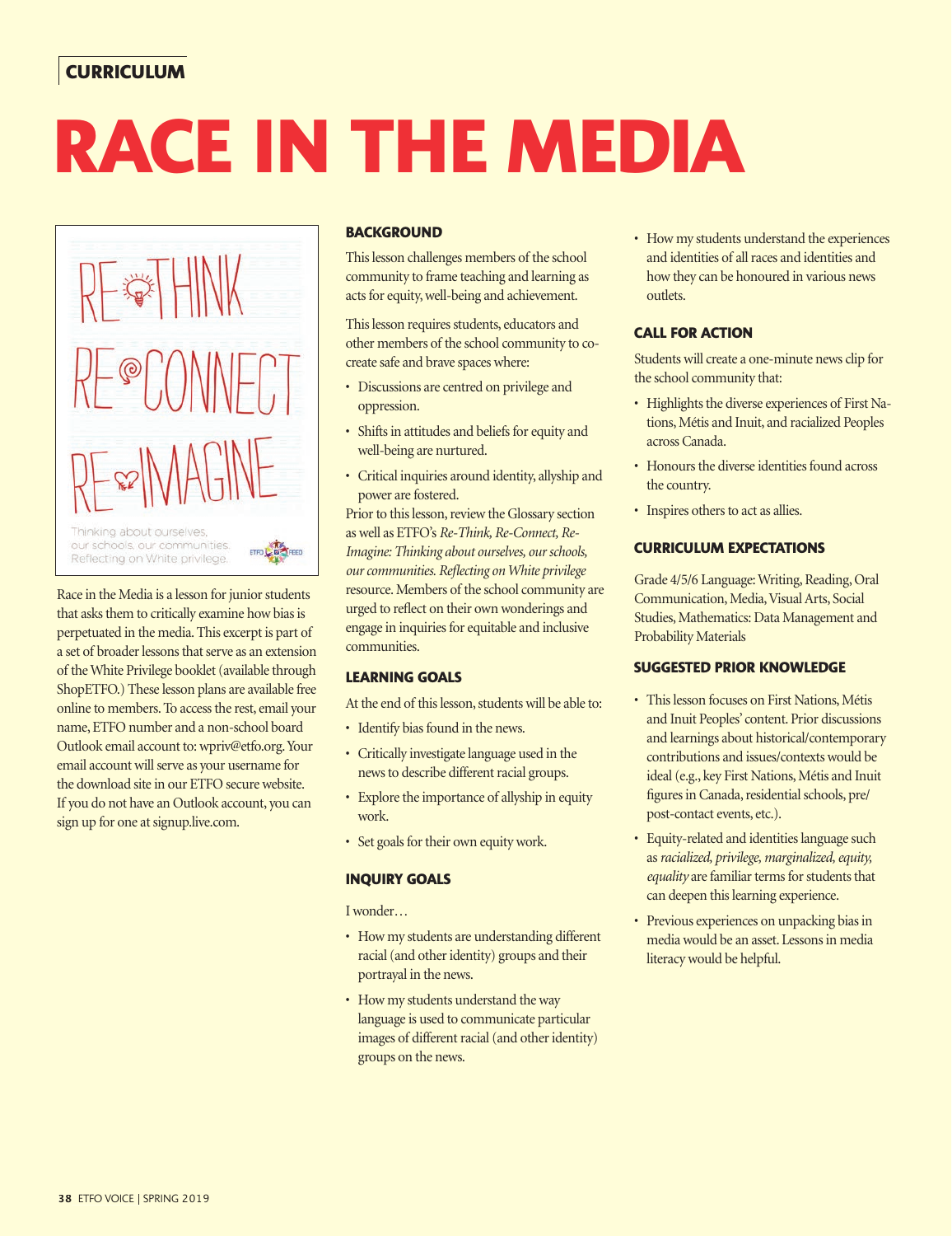CURRICULUM

# RACE IN THE MEDIA

RE-THINK
RE-CONNECT
RE-IMAGINE

Thinking about ourselves, our schools, our communities. Reflecting on White privilege.

Race in the Media is a lesson for junior students that asks them to critically examine how bias is perpetuated in the media. This excerpt is part of a set of broader lessons that serve as an extension of the White Privilege booklet (available through ShopETFO.) These lesson plans are available free online to members. To access the rest, email your name, ETFO number and a non-school board Outlook email account to: wpriv@etfo.org. Your email account will serve as your username for the download site in our ETFO secure website. If you do not have an Outlook account, you can sign up for one at signup.live.com.

## BACKGROUND

This lesson challenges members of the school community to frame teaching and learning as acts for equity, well-being and achievement.

This lesson requires students, educators and other members of the school community to co-create safe and brave spaces where:

- Discussions are centred on privilege and oppression.
- Shifts in attitudes and beliefs for equity and well-being are nurtured.
- Critical inquiries around identity, allyship and power are fostered.

Prior to this lesson, review the Glossary section as well as ETFO's *Re-Think, Re-Connect, Re-Imagine: Thinking about ourselves, our schools, our communities. Reflecting on White privilege* resource. Members of the school community are urged to reflect on their own wonderings and engage in inquiries for equitable and inclusive communities.

## LEARNING GOALS

At the end of this lesson, students will be able to:

- Identify bias found in the news.
- Critically investigate language used in the news to describe different racial groups.
- Explore the importance of allyship in equity work.
- Set goals for their own equity work.

## INQUIRY GOALS

I wonder…

- How my students are understanding different racial (and other identity) groups and their portrayal in the news.
- How my students understand the way language is used to communicate particular images of different racial (and other identity) groups on the news.
- How my students understand the experiences and identities of all races and identities and how they can be honoured in various news outlets.

## CALL FOR ACTION

Students will create a one-minute news clip for the school community that:

- Highlights the diverse experiences of First Nations, Métis and Inuit, and racialized Peoples across Canada.
- Honours the diverse identities found across the country.
- Inspires others to act as allies.

## CURRICULUM EXPECTATIONS

Grade 4/5/6 Language: Writing, Reading, Oral Communication, Media, Visual Arts, Social Studies, Mathematics: Data Management and Probability Materials

## SUGGESTED PRIOR KNOWLEDGE

- This lesson focuses on First Nations, Métis and Inuit Peoples' content. Prior discussions and learnings about historical/contemporary contributions and issues/contexts would be ideal (e.g., key First Nations, Métis and Inuit figures in Canada, residential schools, pre/post-contact events, etc.).
- Equity-related and identities language such as *racialized, privilege, marginalized, equity, equality* are familiar terms for students that can deepen this learning experience.
- Previous experiences on unpacking bias in media would be an asset. Lessons in media literacy would be helpful.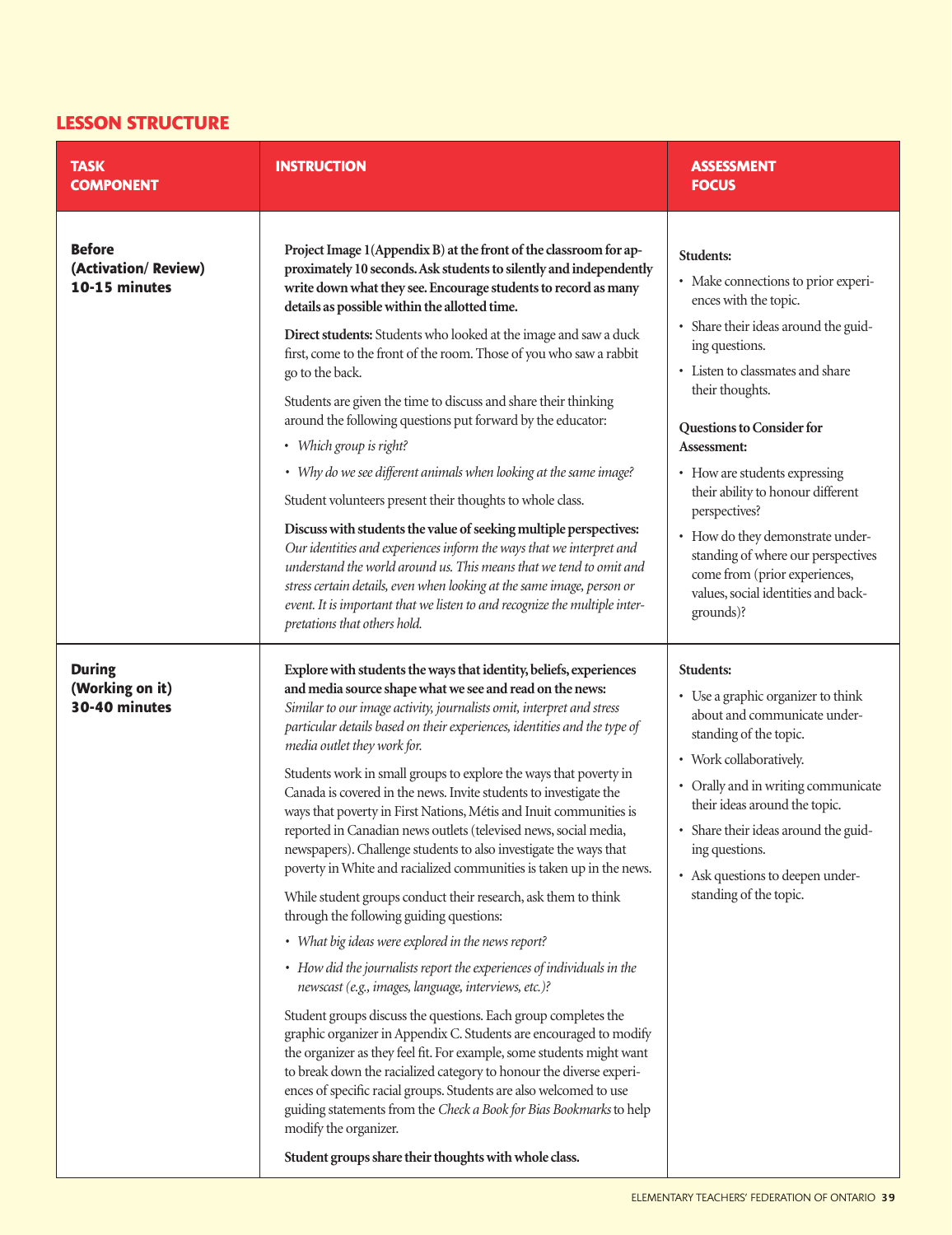## LESSON STRUCTURE

| TASK COMPONENT | INSTRUCTION | ASSESSMENT FOCUS |
|---|---|---|
| **Before (Activation/ Review) 10-15 minutes** | **Project Image 1(Appendix B) at the front of the classroom for approximately 10 seconds. Ask students to silently and independently write down what they see. Encourage students to record as many details as possible within the allotted time.**<br><br>**Direct students:** Students who looked at the image and saw a duck first, come to the front of the room. Those of you who saw a rabbit go to the back.<br><br>Students are given the time to discuss and share their thinking around the following questions put forward by the educator:<br>• *Which group is right?*<br>• *Why do we see different animals when looking at the same image?*<br><br>Student volunteers present their thoughts to whole class.<br><br>**Discuss with students the value of seeking multiple perspectives:** *Our identities and experiences inform the ways that we interpret and understand the world around us. This means that we tend to omit and stress certain details, even when looking at the same image, person or event. It is important that we listen to and recognize the multiple interpretations that others hold.* | **Students:**<br>• Make connections to prior experiences with the topic.<br>• Share their ideas around the guiding questions.<br>• Listen to classmates and share their thoughts.<br><br>**Questions to Consider for Assessment:**<br>• How are students expressing their ability to honour different perspectives?<br>• How do they demonstrate understanding of where our perspectives come from (prior experiences, values, social identities and backgrounds)? |
| **During (Working on it) 30-40 minutes** | **Explore with students the ways that identity, beliefs, experiences and media source shape what we see and read on the news:** *Similar to our image activity, journalists omit, interpret and stress particular details based on their experiences, identities and the type of media outlet they work for.*<br><br>Students work in small groups to explore the ways that poverty in Canada is covered in the news. Invite students to investigate the ways that poverty in First Nations, Métis and Inuit communities is reported in Canadian news outlets (televised news, social media, newspapers). Challenge students to also investigate the ways that poverty in White and racialized communities is taken up in the news.<br><br>While student groups conduct their research, ask them to think through the following guiding questions:<br>• *What big ideas were explored in the news report?*<br>• *How did the journalists report the experiences of individuals in the newscast (e.g., images, language, interviews, etc.)?*<br><br>Student groups discuss the questions. Each group completes the graphic organizer in Appendix C. Students are encouraged to modify the organizer as they feel fit. For example, some students might want to break down the racialized category to honour the diverse experiences of specific racial groups. Students are also welcomed to use guiding statements from the *Check a Book for Bias Bookmarks* to help modify the organizer.<br><br>**Student groups share their thoughts with whole class.** | **Students:**<br>• Use a graphic organizer to think about and communicate understanding of the topic.<br>• Work collaboratively.<br>• Orally and in writing communicate their ideas around the topic.<br>• Share their ideas around the guiding questions.<br>• Ask questions to deepen understanding of the topic. |